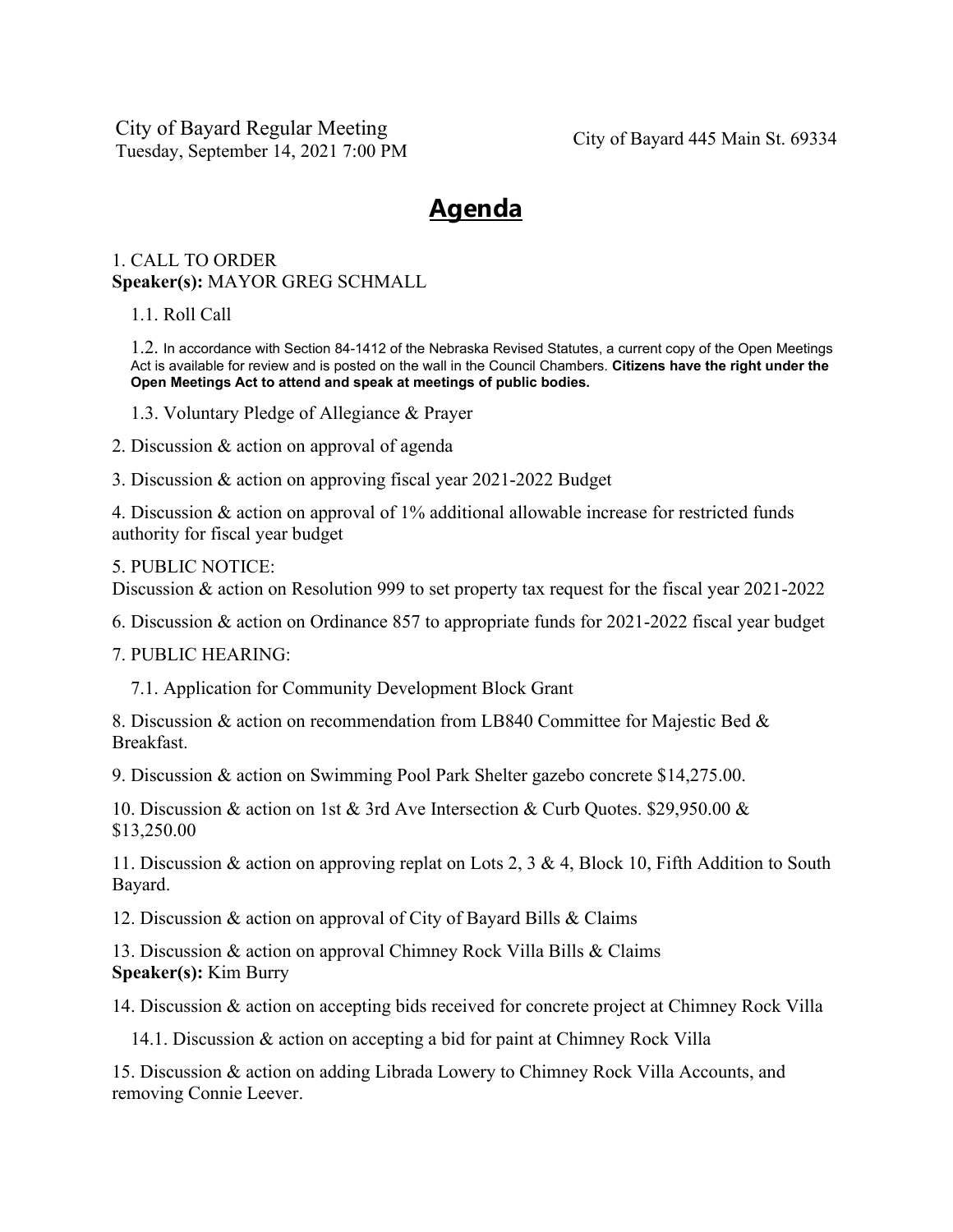City of Bayard Regular Meeting
Tuesday, September 14, 2021 7:00 PM

City of Bayard 445 Main St. 69334

# Agenda

1. CALL TO ORDER
**Speaker(s):** MAYOR GREG SCHMALL

   1.1. Roll Call

   1.2. In accordance with Section 84-1412 of the Nebraska Revised Statutes, a current copy of the Open Meetings Act is available for review and is posted on the wall in the Council Chambers. **Citizens have the right under the Open Meetings Act to attend and speak at meetings of public bodies.**

   1.3. Voluntary Pledge of Allegiance & Prayer

2. Discussion & action on approval of agenda

3. Discussion & action on approving fiscal year 2021-2022 Budget

4. Discussion & action on approval of 1% additional allowable increase for restricted funds authority for fiscal year budget

5. PUBLIC NOTICE:
Discussion & action on Resolution 999 to set property tax request for the fiscal year 2021-2022

6. Discussion & action on Ordinance 857 to appropriate funds for 2021-2022 fiscal year budget

7. PUBLIC HEARING:

   7.1. Application for Community Development Block Grant

8. Discussion & action on recommendation from LB840 Committee for Majestic Bed & Breakfast.

9. Discussion & action on Swimming Pool Park Shelter gazebo concrete $14,275.00.

10. Discussion & action on 1st & 3rd Ave Intersection & Curb Quotes. $29,950.00 & $13,250.00

11. Discussion & action on approving replat on Lots 2, 3 & 4, Block 10, Fifth Addition to South Bayard.

12. Discussion & action on approval of City of Bayard Bills & Claims

13. Discussion & action on approval Chimney Rock Villa Bills & Claims
**Speaker(s):** Kim Burry

14. Discussion & action on accepting bids received for concrete project at Chimney Rock Villa

   14.1. Discussion & action on accepting a bid for paint at Chimney Rock Villa

15. Discussion & action on adding Librada Lowery to Chimney Rock Villa Accounts, and removing Connie Leever.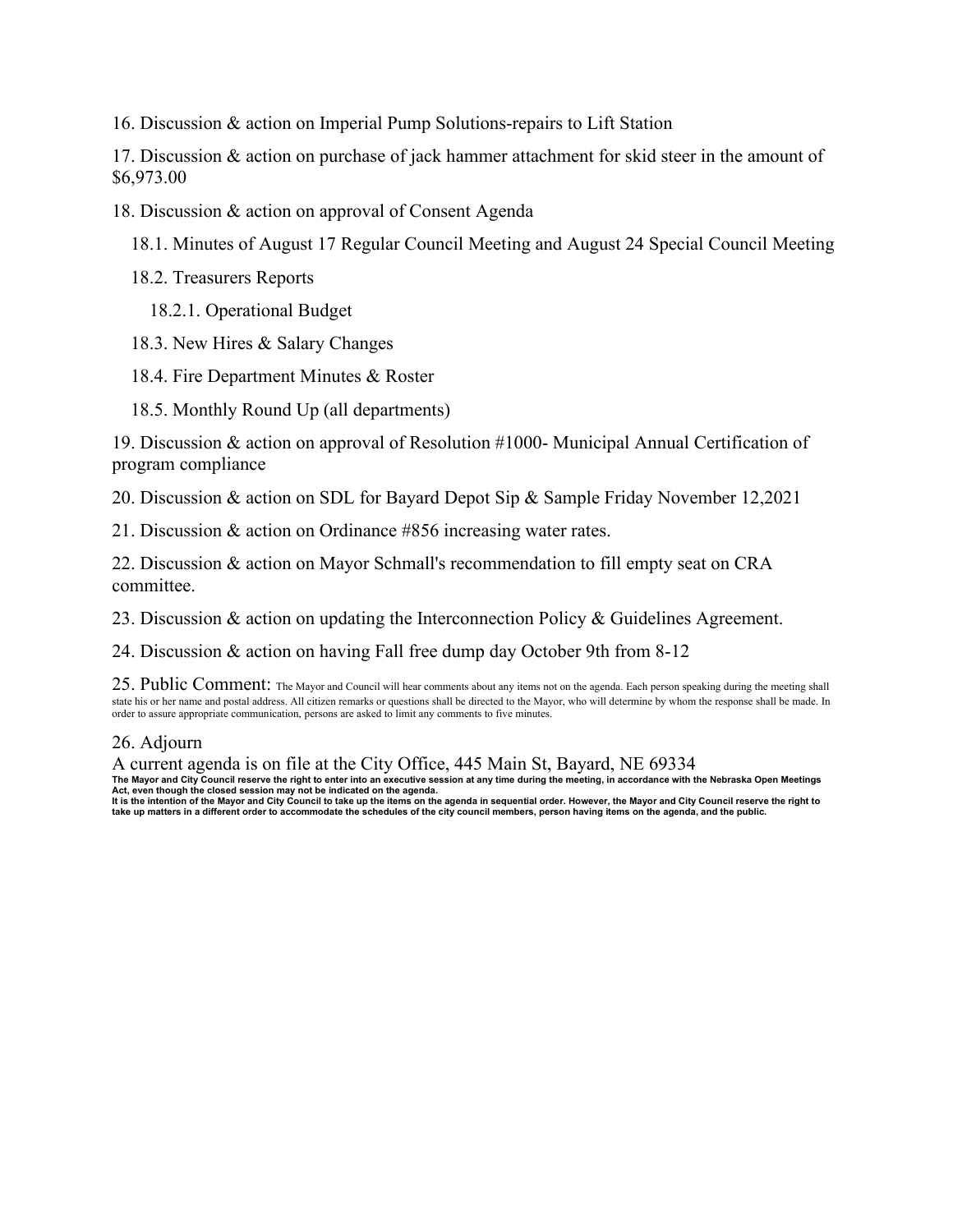16. Discussion & action on Imperial Pump Solutions-repairs to Lift Station

17. Discussion & action on purchase of jack hammer attachment for skid steer in the amount of $6,973.00

18. Discussion & action on approval of Consent Agenda

    18.1. Minutes of August 17 Regular Council Meeting and August 24 Special Council Meeting

    18.2. Treasurers Reports

        18.2.1. Operational Budget

    18.3. New Hires & Salary Changes

    18.4. Fire Department Minutes & Roster

    18.5. Monthly Round Up (all departments)

19. Discussion & action on approval of Resolution #1000- Municipal Annual Certification of program compliance

20. Discussion & action on SDL for Bayard Depot Sip & Sample Friday November 12,2021

21. Discussion & action on Ordinance #856 increasing water rates.

22. Discussion & action on Mayor Schmall's recommendation to fill empty seat on CRA committee.

23. Discussion & action on updating the Interconnection Policy & Guidelines Agreement.

24. Discussion & action on having Fall free dump day October 9th from 8-12

25. Public Comment: The Mayor and Council will hear comments about any items not on the agenda. Each person speaking during the meeting shall state his or her name and postal address. All citizen remarks or questions shall be directed to the Mayor, who will determine by whom the response shall be made. In order to assure appropriate communication, persons are asked to limit any comments to five minutes.

26. Adjourn

A current agenda is on file at the City Office, 445 Main St, Bayard, NE 69334

**The Mayor and City Council reserve the right to enter into an executive session at any time during the meeting, in accordance with the Nebraska Open Meetings Act, even though the closed session may not be indicated on the agenda.**

**It is the intention of the Mayor and City Council to take up the items on the agenda in sequential order. However, the Mayor and City Council reserve the right to take up matters in a different order to accommodate the schedules of the city council members, person having items on the agenda, and the public.**